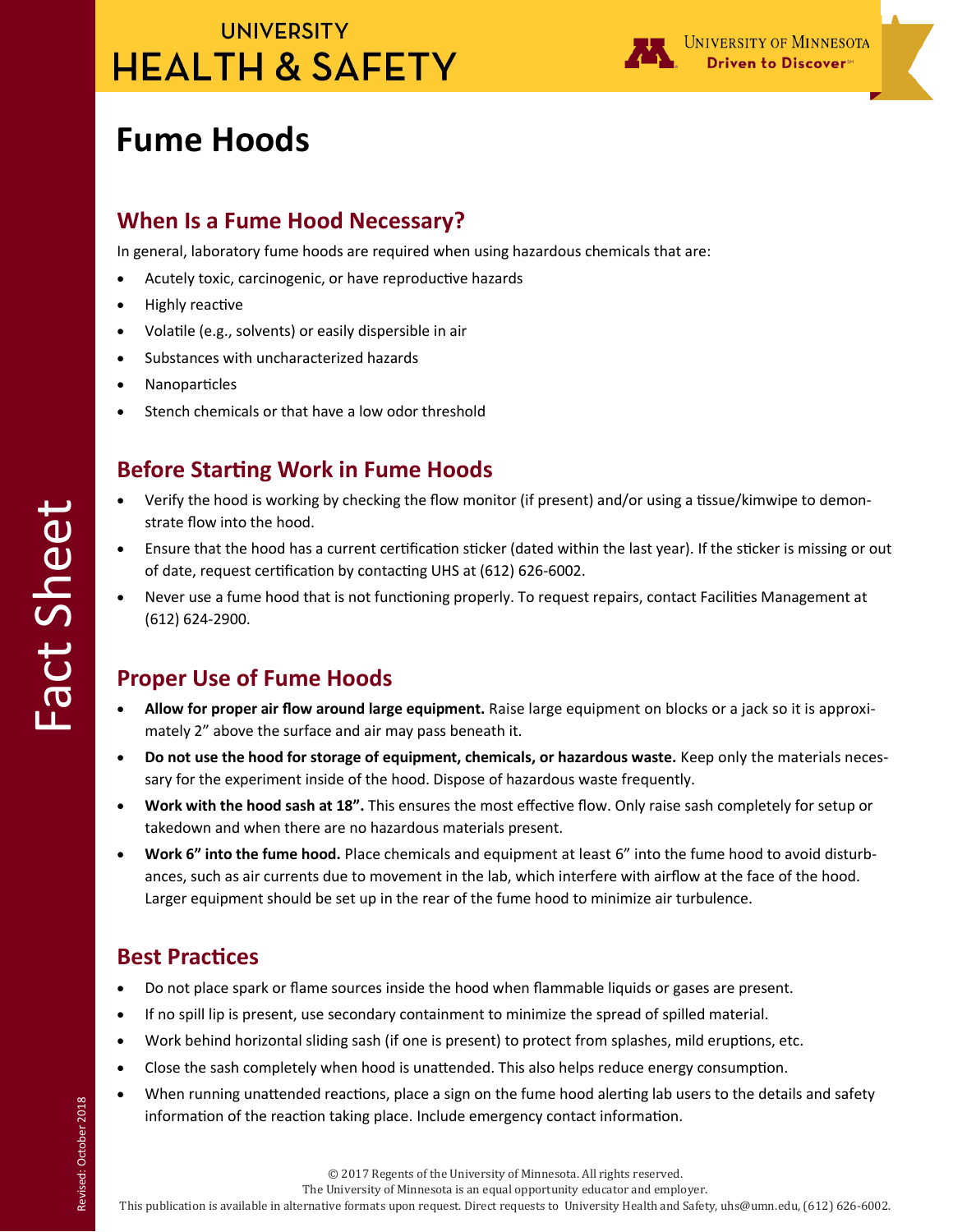UNIVERSITY
HEALTH & SAFETY

UNIVERSITY OF MINNESOTA
Driven to Discover

# Fume Hoods

## When Is a Fume Hood Necessary?

In general, laboratory fume hoods are required when using hazardous chemicals that are:

- Acutely toxic, carcinogenic, or have reproductive hazards
- Highly reactive
- Volatile (e.g., solvents) or easily dispersible in air
- Substances with uncharacterized hazards
- Nanoparticles
- Stench chemicals or that have a low odor threshold

## Before Starting Work in Fume Hoods

- Verify the hood is working by checking the flow monitor (if present) and/or using a tissue/kimwipe to demonstrate flow into the hood.
- Ensure that the hood has a current certification sticker (dated within the last year). If the sticker is missing or out of date, request certification by contacting UHS at (612) 626-6002.
- Never use a fume hood that is not functioning properly. To request repairs, contact Facilities Management at (612) 624-2900.

## Proper Use of Fume Hoods

- **Allow for proper air flow around large equipment.** Raise large equipment on blocks or a jack so it is approximately 2" above the surface and air may pass beneath it.
- **Do not use the hood for storage of equipment, chemicals, or hazardous waste.** Keep only the materials necessary for the experiment inside of the hood. Dispose of hazardous waste frequently.
- **Work with the hood sash at 18".** This ensures the most effective flow. Only raise sash completely for setup or takedown and when there are no hazardous materials present.
- **Work 6" into the fume hood.** Place chemicals and equipment at least 6" into the fume hood to avoid disturbances, such as air currents due to movement in the lab, which interfere with airflow at the face of the hood. Larger equipment should be set up in the rear of the fume hood to minimize air turbulence.

## Best Practices

- Do not place spark or flame sources inside the hood when flammable liquids or gases are present.
- If no spill lip is present, use secondary containment to minimize the spread of spilled material.
- Work behind horizontal sliding sash (if one is present) to protect from splashes, mild eruptions, etc.
- Close the sash completely when hood is unattended. This also helps reduce energy consumption.
- When running unattended reactions, place a sign on the fume hood alerting lab users to the details and safety information of the reaction taking place. Include emergency contact information.

Fact Sheet

Revised: October 2018

© 2017 Regents of the University of Minnesota. All rights reserved.
The University of Minnesota is an equal opportunity educator and employer.
This publication is available in alternative formats upon request. Direct requests to University Health and Safety, uhs@umn.edu, (612) 626-6002.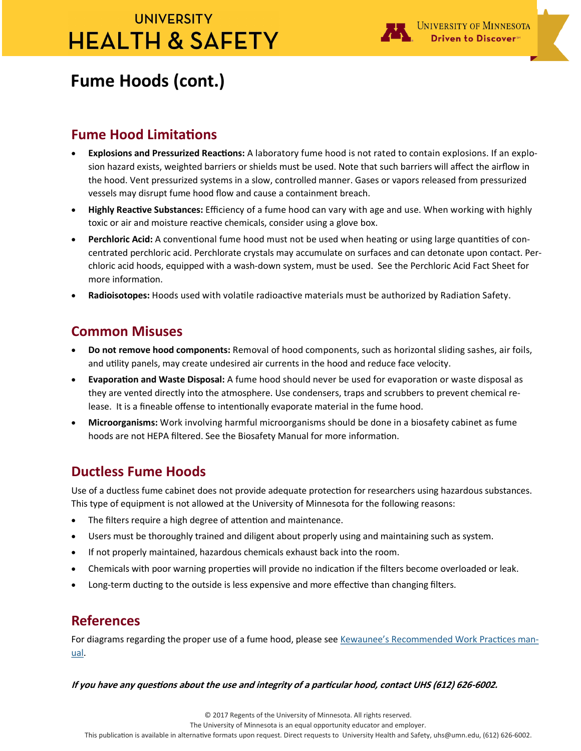# Fume Hoods (cont.)

## Fume Hood Limitations

- **Explosions and Pressurized Reactions:** A laboratory fume hood is not rated to contain explosions. If an explosion hazard exists, weighted barriers or shields must be used. Note that such barriers will affect the airflow in the hood. Vent pressurized systems in a slow, controlled manner. Gases or vapors released from pressurized vessels may disrupt fume hood flow and cause a containment breach.
- **Highly Reactive Substances:** Efficiency of a fume hood can vary with age and use. When working with highly toxic or air and moisture reactive chemicals, consider using a glove box.
- **Perchloric Acid:** A conventional fume hood must not be used when heating or using large quantities of concentrated perchloric acid. Perchlorate crystals may accumulate on surfaces and can detonate upon contact. Perchloric acid hoods, equipped with a wash-down system, must be used. See the Perchloric Acid Fact Sheet for more information.
- **Radioisotopes:** Hoods used with volatile radioactive materials must be authorized by Radiation Safety.

## Common Misuses

- **Do not remove hood components:** Removal of hood components, such as horizontal sliding sashes, air foils, and utility panels, may create undesired air currents in the hood and reduce face velocity.
- **Evaporation and Waste Disposal:** A fume hood should never be used for evaporation or waste disposal as they are vented directly into the atmosphere. Use condensers, traps and scrubbers to prevent chemical release. It is a fineable offense to intentionally evaporate material in the fume hood.
- **Microorganisms:** Work involving harmful microorganisms should be done in a biosafety cabinet as fume hoods are not HEPA filtered. See the Biosafety Manual for more information.

## Ductless Fume Hoods

Use of a ductless fume cabinet does not provide adequate protection for researchers using hazardous substances. This type of equipment is not allowed at the University of Minnesota for the following reasons:

- The filters require a high degree of attention and maintenance.
- Users must be thoroughly trained and diligent about properly using and maintaining such as system.
- If not properly maintained, hazardous chemicals exhaust back into the room.
- Chemicals with poor warning properties will provide no indication if the filters become overloaded or leak.
- Long-term ducting to the outside is less expensive and more effective than changing filters.

## References

For diagrams regarding the proper use of a fume hood, please see [Kewaunee's Recommended Work Practices manual](#).

***If you have any questions about the use and integrity of a particular hood, contact UHS (612) 626-6002.***

© 2017 Regents of the University of Minnesota. All rights reserved.
The University of Minnesota is an equal opportunity educator and employer.
This publication is available in alternative formats upon request. Direct requests to University Health and Safety, uhs@umn.edu, (612) 626-6002.